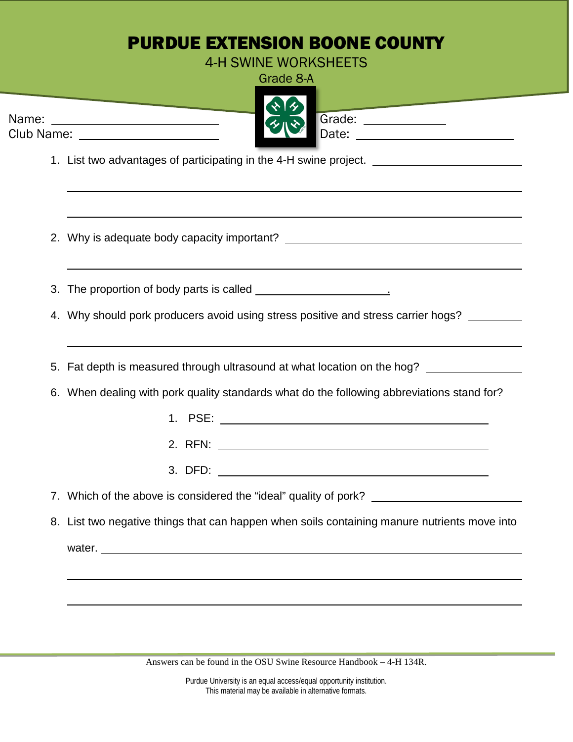# PURDUE EXTENSION BOONE COUNTY

## 4-H SWINE WORKSHEETS

Grade 8-A

Name: ______________________ Grade: ____________

Club Name: ______________________ Date: ______________________

1. List two advantages of participating in the 4-H swine project. ______________________

______________________________________________________________________

______________________________________________________________________

2. Why is adequate body capacity important? ______________________

______________________________________________________________________

3. The proportion of body parts is called ______________________.

4. Why should pork producers avoid using stress positive and stress carrier hogs? __________

______________________________________________________________________

5. Fat depth is measured through ultrasound at what location on the hog? ______________

6. When dealing with pork quality standards what do the following abbreviations stand for?

   1. PSE: ______________________________
   2. RFN: ______________________________
   3. DFD: ______________________________

7. Which of the above is considered the "ideal" quality of pork? ______________________

8. List two negative things that can happen when soils containing manure nutrients move into water. ______________________________________________________________________

______________________________________________________________________

______________________________________________________________________

Answers can be found in the OSU Swine Resource Handbook – 4-H 134R.

Purdue University is an equal access/equal opportunity institution.
This material may be available in alternative formats.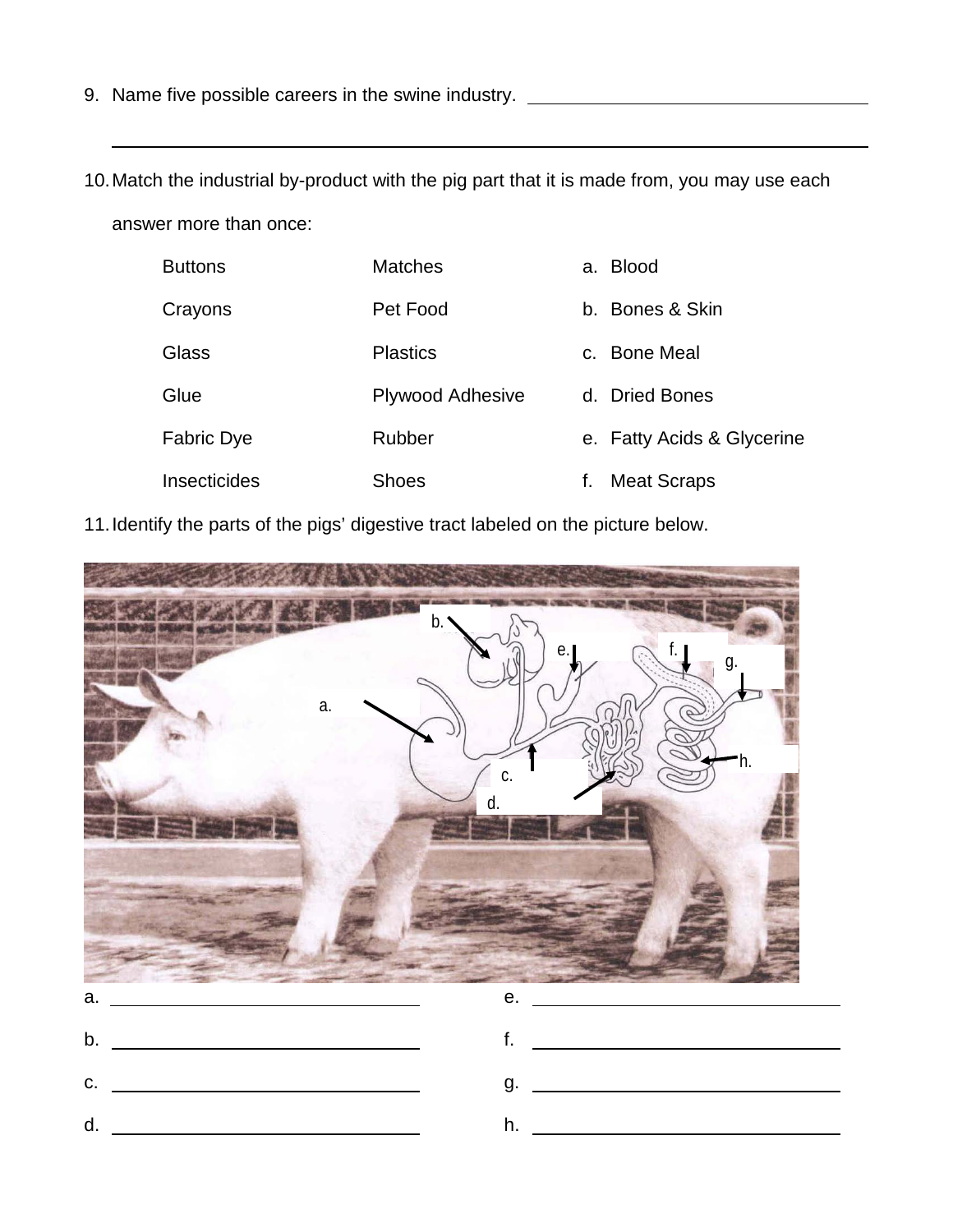9. Name five possible careers in the swine industry. ______________________________

______________________________________________________________________________

10. Match the industrial by-product with the pig part that it is made from, you may use each answer more than once:

| | | |
|---|---|---|
| Buttons | Matches | a. Blood |
| Crayons | Pet Food | b. Bones & Skin |
| Glass | Plastics | c. Bone Meal |
| Glue | Plywood Adhesive | d. Dried Bones |
| Fabric Dye | Rubber | e. Fatty Acids & Glycerine |
| Insecticides | Shoes | f. Meat Scraps |

11. Identify the parts of the pigs' digestive tract labeled on the picture below.

b.
e.
f.
g.
a.
h.
c.
d.

a. ______________________________ e. ______________________________

b. ______________________________ f. ______________________________

c. ______________________________ g. ______________________________

d. ______________________________ h. ______________________________